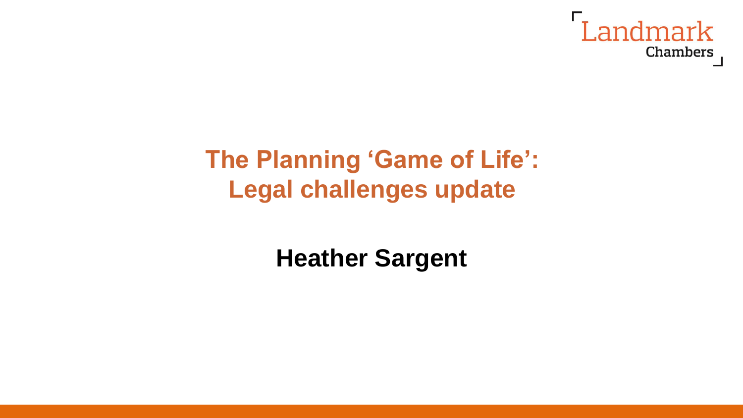Landmark Chambers

# The Planning 'Game of Life': Legal challenges update

**Heather Sargent**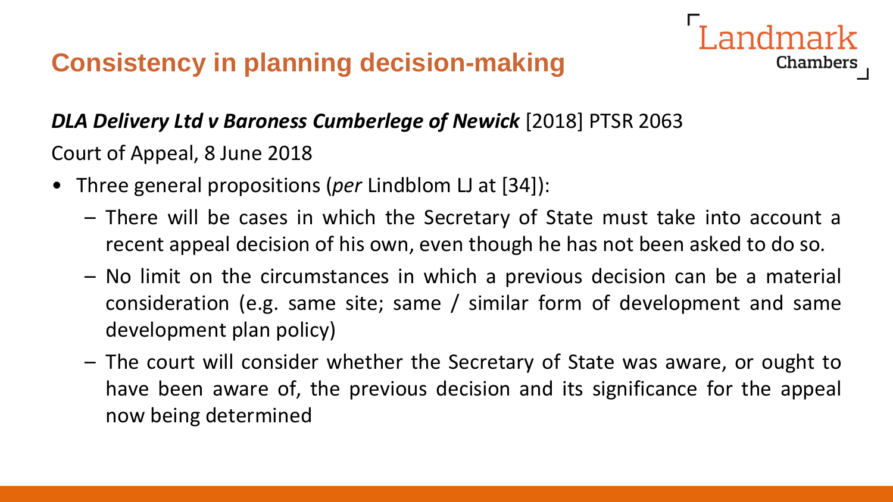# Consistency in planning decision-making

***DLA Delivery Ltd v Baroness Cumberlege of Newick*** [2018] PTSR 2063

Court of Appeal, 8 June 2018

- Three general propositions (*per* Lindblom LJ at [34]):
  - There will be cases in which the Secretary of State must take into account a recent appeal decision of his own, even though he has not been asked to do so.
  - No limit on the circumstances in which a previous decision can be a material consideration (e.g. same site; same / similar form of development and same development plan policy)
  - The court will consider whether the Secretary of State was aware, or ought to have been aware of, the previous decision and its significance for the appeal now being determined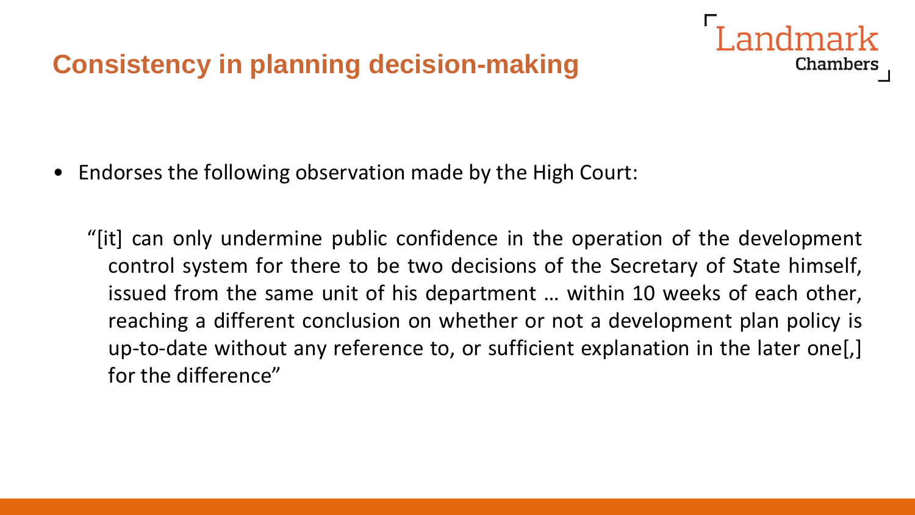## Consistency in planning decision-making

- Endorses the following observation made by the High Court:

  "[it] can only undermine public confidence in the operation of the development control system for there to be two decisions of the Secretary of State himself, issued from the same unit of his department … within 10 weeks of each other, reaching a different conclusion on whether or not a development plan policy is up-to-date without any reference to, or sufficient explanation in the later one[,] for the difference"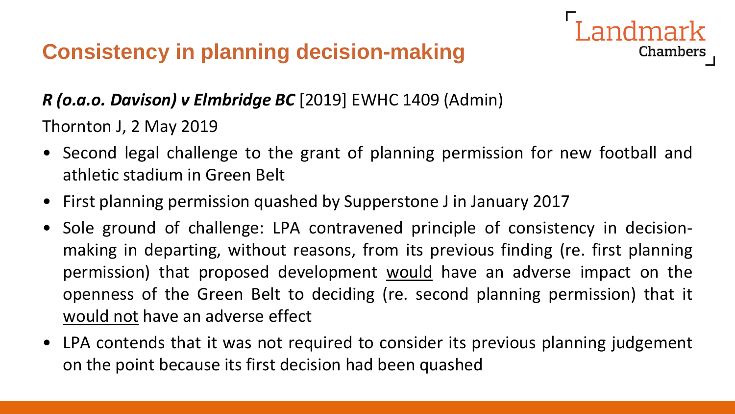## Consistency in planning decision-making

***R (o.a.o. Davison) v Elmbridge BC*** [2019] EWHC 1409 (Admin)

Thornton J, 2 May 2019

- Second legal challenge to the grant of planning permission for new football and athletic stadium in Green Belt
- First planning permission quashed by Supperstone J in January 2017
- Sole ground of challenge: LPA contravened principle of consistency in decision-making in departing, without reasons, from its previous finding (re. first planning permission) that proposed development <u>would</u> have an adverse impact on the openness of the Green Belt to deciding (re. second planning permission) that it <u>would not</u> have an adverse effect
- LPA contends that it was not required to consider its previous planning judgement on the point because its first decision had been quashed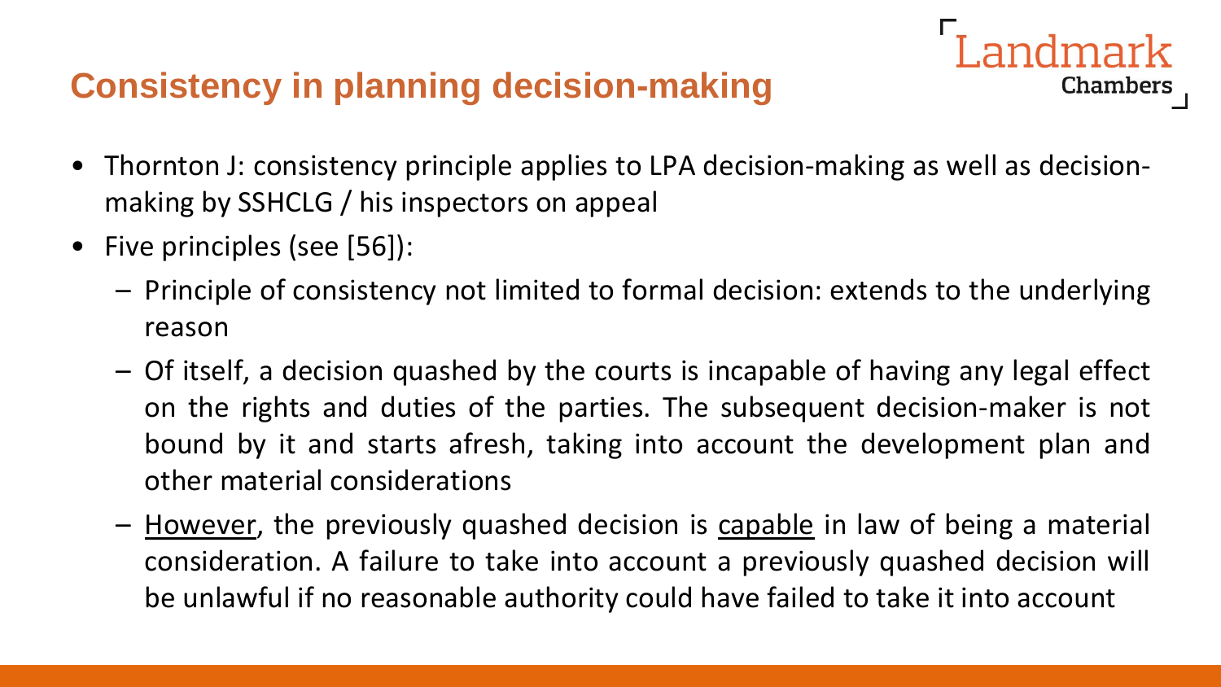# Consistency in planning decision-making

- Thornton J: consistency principle applies to LPA decision-making as well as decision-making by SSHCLG / his inspectors on appeal
- Five principles (see [56]):
  - Principle of consistency not limited to formal decision: extends to the underlying reason
  - Of itself, a decision quashed by the courts is incapable of having any legal effect on the rights and duties of the parties. The subsequent decision-maker is not bound by it and starts afresh, taking into account the development plan and other material considerations
  - However, the previously quashed decision is capable in law of being a material consideration. A failure to take into account a previously quashed decision will be unlawful if no reasonable authority could have failed to take it into account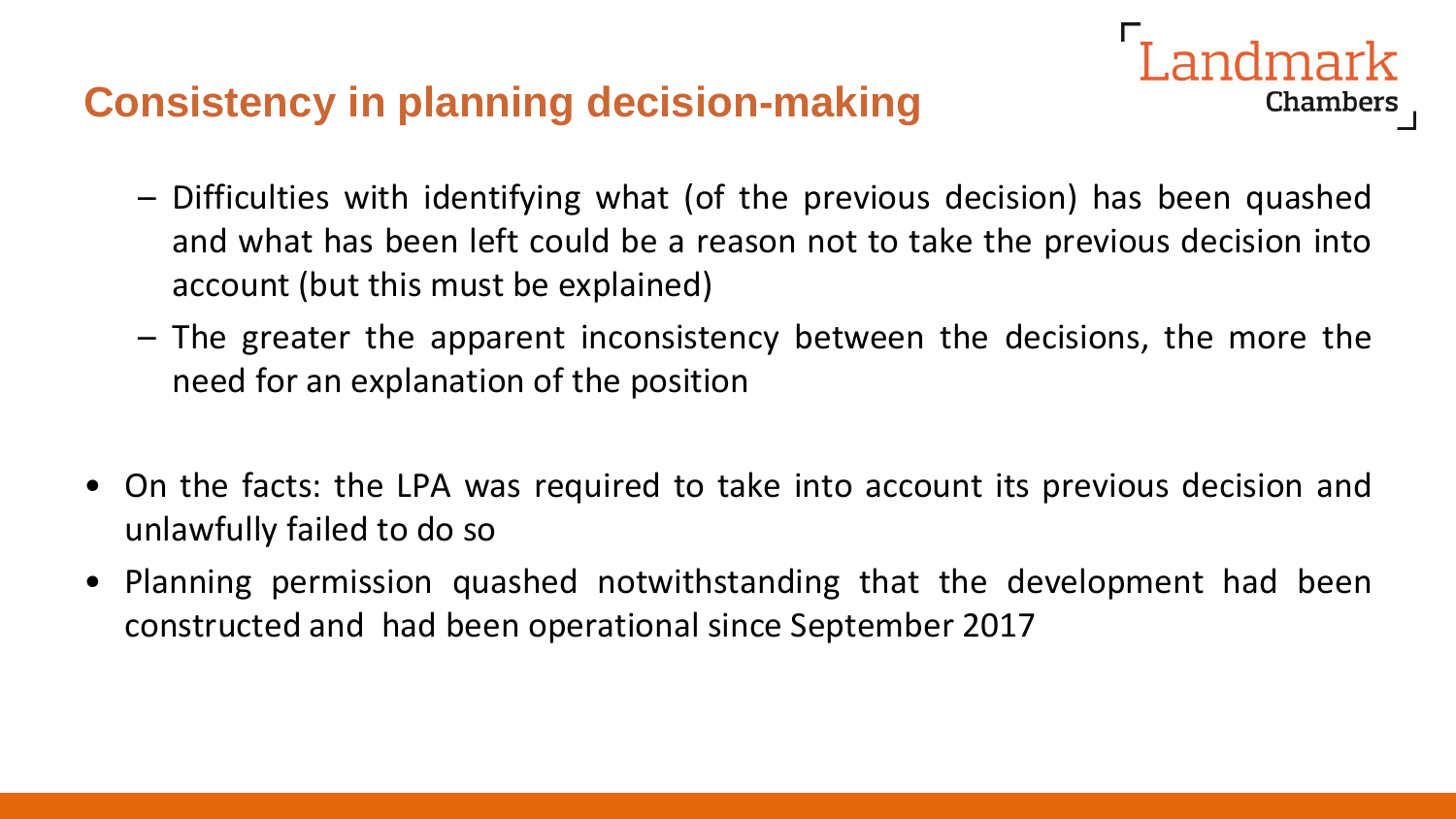## Consistency in planning decision-making

- Difficulties with identifying what (of the previous decision) has been quashed and what has been left could be a reason not to take the previous decision into account (but this must be explained)
- The greater the apparent inconsistency between the decisions, the more the need for an explanation of the position

- On the facts: the LPA was required to take into account its previous decision and unlawfully failed to do so
- Planning permission quashed notwithstanding that the development had been constructed and had been operational since September 2017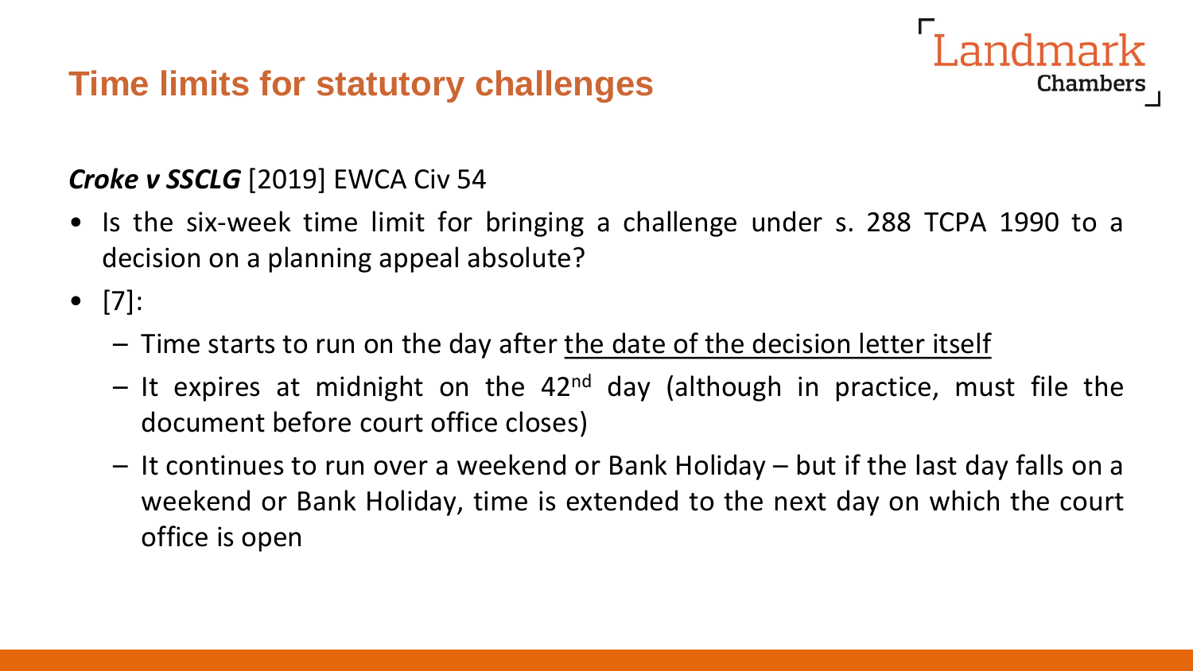# Time limits for statutory challenges

***Croke v SSCLG*** [2019] EWCA Civ 54

- Is the six-week time limit for bringing a challenge under s. 288 TCPA 1990 to a decision on a planning appeal absolute?
- [7]:
  - Time starts to run on the day after <u>the date of the decision letter itself</u>
  - It expires at midnight on the 42nd day (although in practice, must file the document before court office closes)
  - It continues to run over a weekend or Bank Holiday – but if the last day falls on a weekend or Bank Holiday, time is extended to the next day on which the court office is open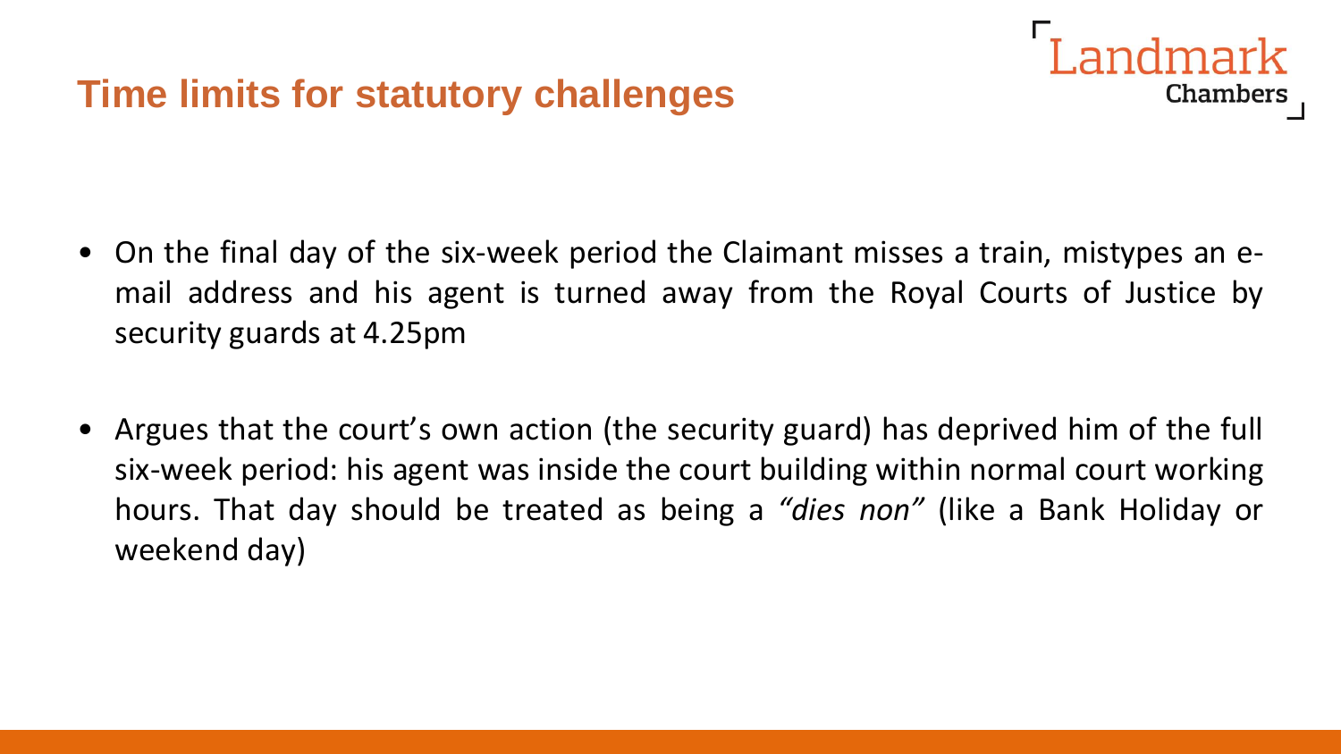## Time limits for statutory challenges

- On the final day of the six-week period the Claimant misses a train, mistypes an e-mail address and his agent is turned away from the Royal Courts of Justice by security guards at 4.25pm

- Argues that the court's own action (the security guard) has deprived him of the full six-week period: his agent was inside the court building within normal court working hours. That day should be treated as being a *"dies non"* (like a Bank Holiday or weekend day)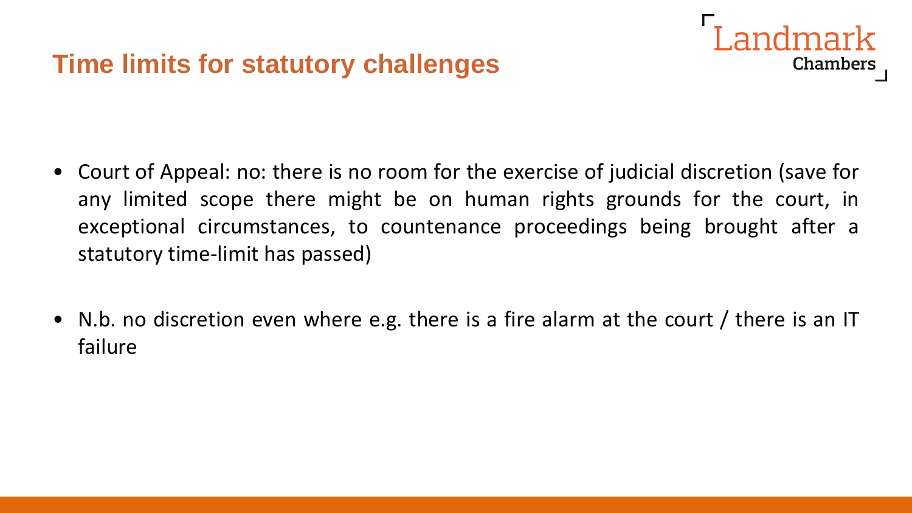## Time limits for statutory challenges

- Court of Appeal: no: there is no room for the exercise of judicial discretion (save for any limited scope there might be on human rights grounds for the court, in exceptional circumstances, to countenance proceedings being brought after a statutory time-limit has passed)

- N.b. no discretion even where e.g. there is a fire alarm at the court / there is an IT failure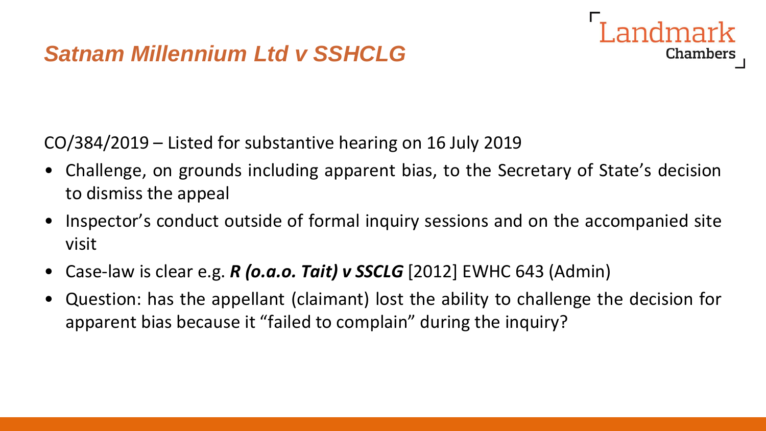# *Satnam Millennium Ltd v SSHCLG*

CO/384/2019 – Listed for substantive hearing on 16 July 2019

- Challenge, on grounds including apparent bias, to the Secretary of State's decision to dismiss the appeal
- Inspector's conduct outside of formal inquiry sessions and on the accompanied site visit
- Case-law is clear e.g. ***R (o.a.o. Tait) v SSCLG*** [2012] EWHC 643 (Admin)
- Question: has the appellant (claimant) lost the ability to challenge the decision for apparent bias because it "failed to complain" during the inquiry?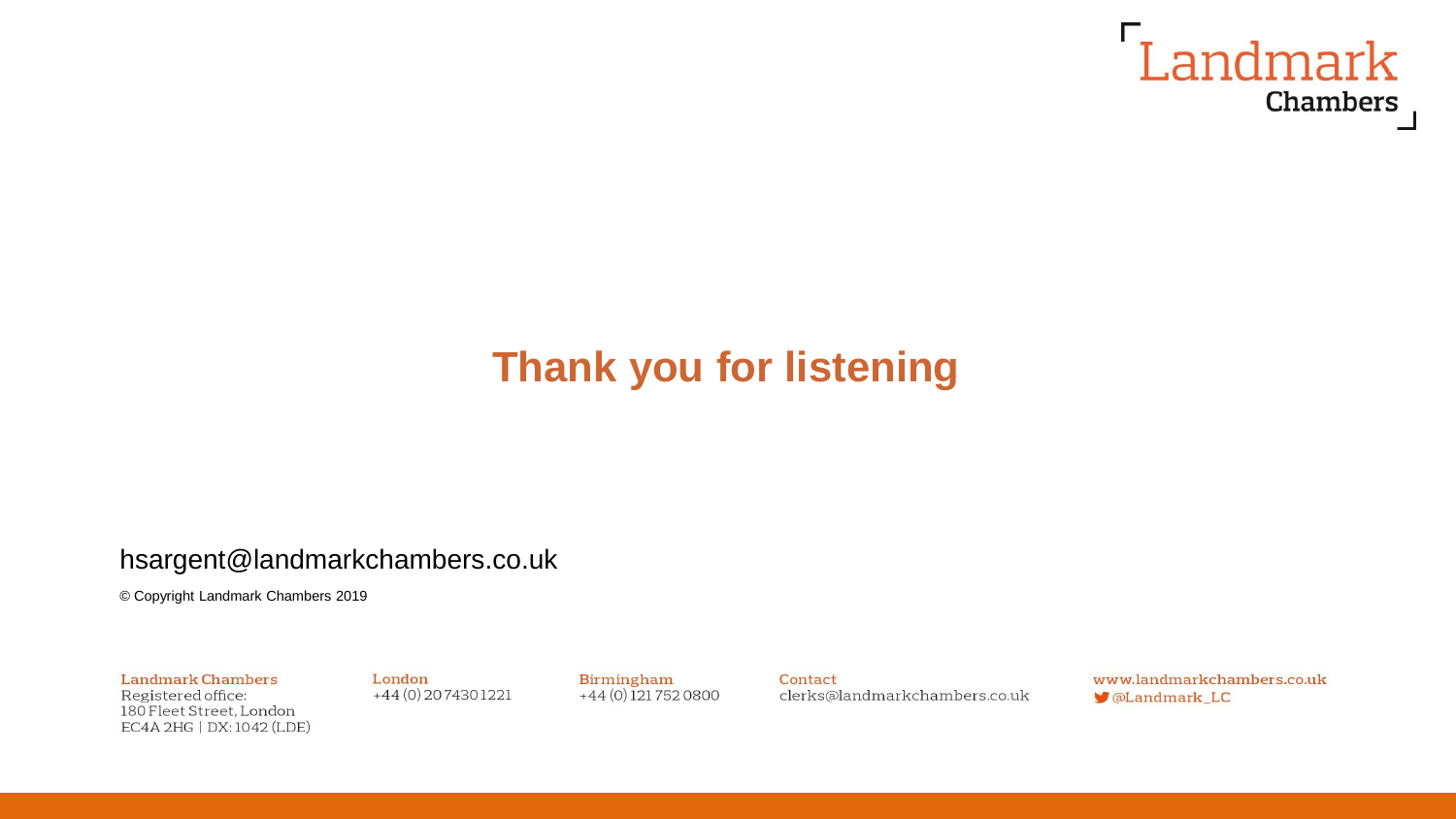Landmark Chambers

# Thank you for listening

hsargent@landmarkchambers.co.uk

© Copyright Landmark Chambers 2019

**Landmark Chambers**
Registered office:
180 Fleet Street, London
EC4A 2HG | DX: 1042 (LDE)

**London**
+44 (0) 20 7430 1221

**Birmingham**
+44 (0) 121 752 0800

**Contact**
clerks@landmarkchambers.co.uk

**www.landmarkchambers.co.uk**
@Landmark_LC